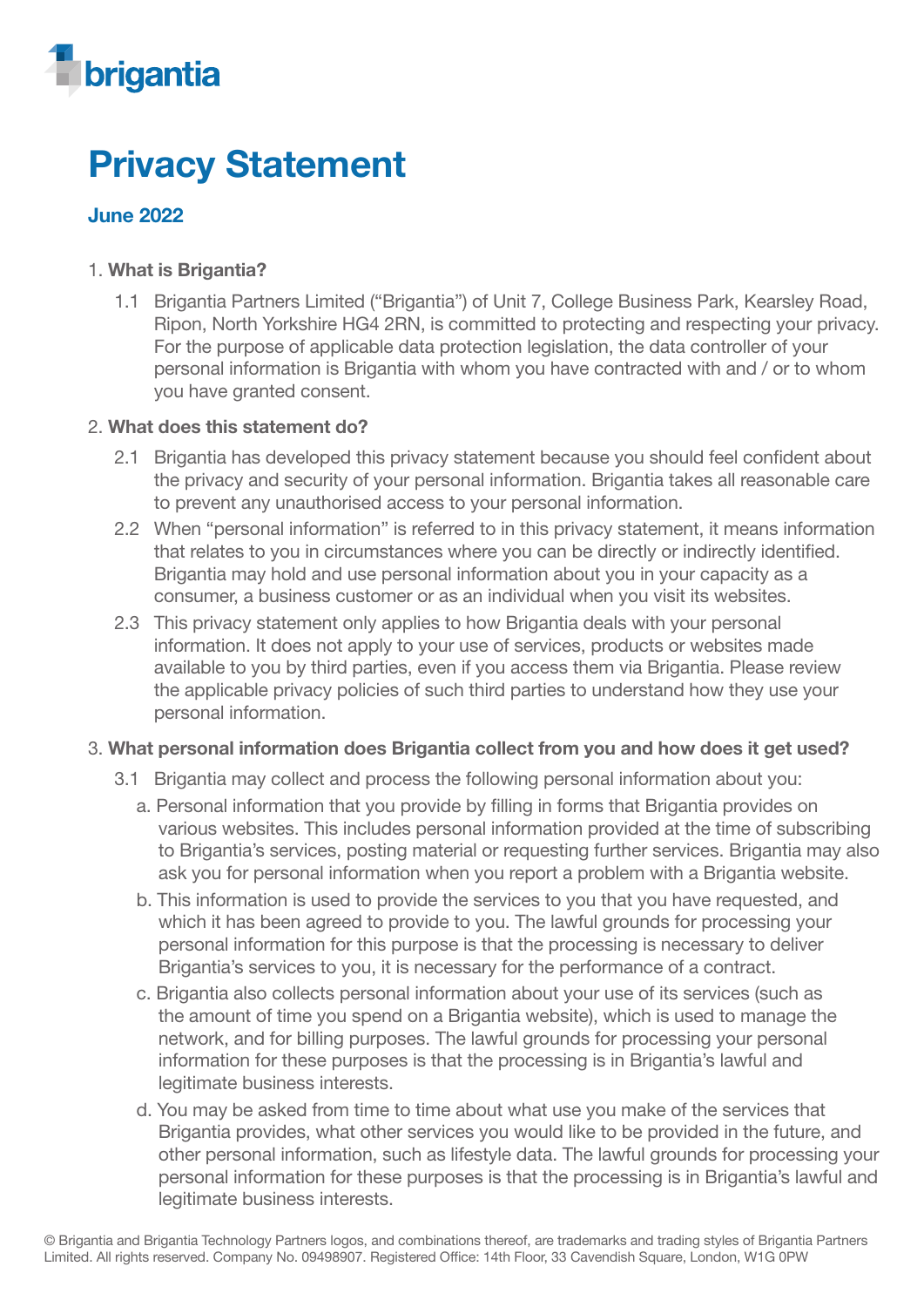brigantia

# Privacy Statement

## June 2022

1. **What is Brigantia?**

   1.1 Brigantia Partners Limited ("Brigantia") of Unit 7, College Business Park, Kearsley Road, Ripon, North Yorkshire HG4 2RN, is committed to protecting and respecting your privacy. For the purpose of applicable data protection legislation, the data controller of your personal information is Brigantia with whom you have contracted with and / or to whom you have granted consent.

2. **What does this statement do?**

   2.1 Brigantia has developed this privacy statement because you should feel confident about the privacy and security of your personal information. Brigantia takes all reasonable care to prevent any unauthorised access to your personal information.

   2.2 When "personal information" is referred to in this privacy statement, it means information that relates to you in circumstances where you can be directly or indirectly identified. Brigantia may hold and use personal information about you in your capacity as a consumer, a business customer or as an individual when you visit its websites.

   2.3 This privacy statement only applies to how Brigantia deals with your personal information. It does not apply to your use of services, products or websites made available to you by third parties, even if you access them via Brigantia. Please review the applicable privacy policies of such third parties to understand how they use your personal information.

3. **What personal information does Brigantia collect from you and how does it get used?**

   3.1 Brigantia may collect and process the following personal information about you:

   a. Personal information that you provide by filling in forms that Brigantia provides on various websites. This includes personal information provided at the time of subscribing to Brigantia's services, posting material or requesting further services. Brigantia may also ask you for personal information when you report a problem with a Brigantia website.

   b. This information is used to provide the services to you that you have requested, and which it has been agreed to provide to you. The lawful grounds for processing your personal information for this purpose is that the processing is necessary to deliver Brigantia's services to you, it is necessary for the performance of a contract.

   c. Brigantia also collects personal information about your use of its services (such as the amount of time you spend on a Brigantia website), which is used to manage the network, and for billing purposes. The lawful grounds for processing your personal information for these purposes is that the processing is in Brigantia's lawful and legitimate business interests.

   d. You may be asked from time to time about what use you make of the services that Brigantia provides, what other services you would like to be provided in the future, and other personal information, such as lifestyle data. The lawful grounds for processing your personal information for these purposes is that the processing is in Brigantia's lawful and legitimate business interests.

© Brigantia and Brigantia Technology Partners logos, and combinations thereof, are trademarks and trading styles of Brigantia Partners Limited. All rights reserved. Company No. 09498907. Registered Office: 14th Floor, 33 Cavendish Square, London, W1G 0PW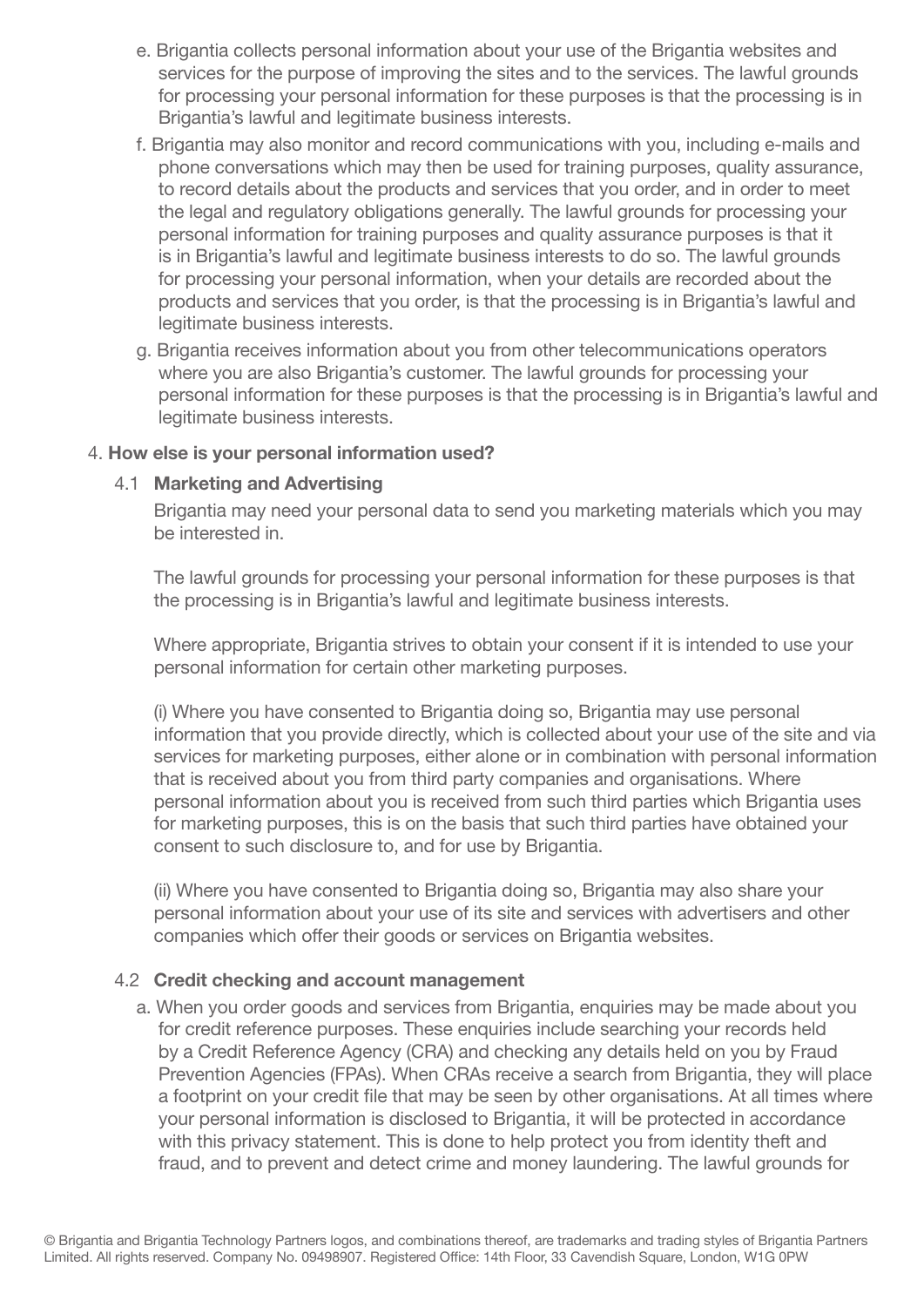e. Brigantia collects personal information about your use of the Brigantia websites and services for the purpose of improving the sites and to the services. The lawful grounds for processing your personal information for these purposes is that the processing is in Brigantia's lawful and legitimate business interests.

f. Brigantia may also monitor and record communications with you, including e-mails and phone conversations which may then be used for training purposes, quality assurance, to record details about the products and services that you order, and in order to meet the legal and regulatory obligations generally. The lawful grounds for processing your personal information for training purposes and quality assurance purposes is that it is in Brigantia's lawful and legitimate business interests to do so. The lawful grounds for processing your personal information, when your details are recorded about the products and services that you order, is that the processing is in Brigantia's lawful and legitimate business interests.

g. Brigantia receives information about you from other telecommunications operators where you are also Brigantia's customer. The lawful grounds for processing your personal information for these purposes is that the processing is in Brigantia's lawful and legitimate business interests.

## 4. How else is your personal information used?

### 4.1 Marketing and Advertising

Brigantia may need your personal data to send you marketing materials which you may be interested in.

The lawful grounds for processing your personal information for these purposes is that the processing is in Brigantia's lawful and legitimate business interests.

Where appropriate, Brigantia strives to obtain your consent if it is intended to use your personal information for certain other marketing purposes.

(i) Where you have consented to Brigantia doing so, Brigantia may use personal information that you provide directly, which is collected about your use of the site and via services for marketing purposes, either alone or in combination with personal information that is received about you from third party companies and organisations. Where personal information about you is received from such third parties which Brigantia uses for marketing purposes, this is on the basis that such third parties have obtained your consent to such disclosure to, and for use by Brigantia.

(ii) Where you have consented to Brigantia doing so, Brigantia may also share your personal information about your use of its site and services with advertisers and other companies which offer their goods or services on Brigantia websites.

### 4.2 Credit checking and account management

a. When you order goods and services from Brigantia, enquiries may be made about you for credit reference purposes. These enquiries include searching your records held by a Credit Reference Agency (CRA) and checking any details held on you by Fraud Prevention Agencies (FPAs). When CRAs receive a search from Brigantia, they will place a footprint on your credit file that may be seen by other organisations. At all times where your personal information is disclosed to Brigantia, it will be protected in accordance with this privacy statement. This is done to help protect you from identity theft and fraud, and to prevent and detect crime and money laundering. The lawful grounds for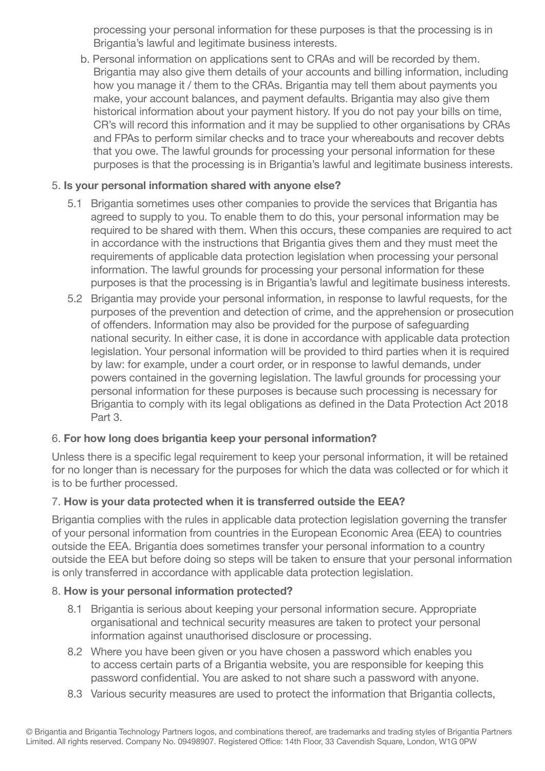processing your personal information for these purposes is that the processing is in Brigantia's lawful and legitimate business interests.

b. Personal information on applications sent to CRAs and will be recorded by them. Brigantia may also give them details of your accounts and billing information, including how you manage it / them to the CRAs. Brigantia may tell them about payments you make, your account balances, and payment defaults. Brigantia may also give them historical information about your payment history. If you do not pay your bills on time, CR's will record this information and it may be supplied to other organisations by CRAs and FPAs to perform similar checks and to trace your whereabouts and recover debts that you owe. The lawful grounds for processing your personal information for these purposes is that the processing is in Brigantia's lawful and legitimate business interests.

## 5. **Is your personal information shared with anyone else?**

5.1 Brigantia sometimes uses other companies to provide the services that Brigantia has agreed to supply to you. To enable them to do this, your personal information may be required to be shared with them. When this occurs, these companies are required to act in accordance with the instructions that Brigantia gives them and they must meet the requirements of applicable data protection legislation when processing your personal information. The lawful grounds for processing your personal information for these purposes is that the processing is in Brigantia's lawful and legitimate business interests.

5.2 Brigantia may provide your personal information, in response to lawful requests, for the purposes of the prevention and detection of crime, and the apprehension or prosecution of offenders. Information may also be provided for the purpose of safeguarding national security. In either case, it is done in accordance with applicable data protection legislation. Your personal information will be provided to third parties when it is required by law: for example, under a court order, or in response to lawful demands, under powers contained in the governing legislation. The lawful grounds for processing your personal information for these purposes is because such processing is necessary for Brigantia to comply with its legal obligations as defined in the Data Protection Act 2018 Part 3.

## 6. **For how long does brigantia keep your personal information?**

Unless there is a specific legal requirement to keep your personal information, it will be retained for no longer than is necessary for the purposes for which the data was collected or for which it is to be further processed.

## 7. **How is your data protected when it is transferred outside the EEA?**

Brigantia complies with the rules in applicable data protection legislation governing the transfer of your personal information from countries in the European Economic Area (EEA) to countries outside the EEA. Brigantia does sometimes transfer your personal information to a country outside the EEA but before doing so steps will be taken to ensure that your personal information is only transferred in accordance with applicable data protection legislation.

## 8. **How is your personal information protected?**

8.1 Brigantia is serious about keeping your personal information secure. Appropriate organisational and technical security measures are taken to protect your personal information against unauthorised disclosure or processing.

8.2 Where you have been given or you have chosen a password which enables you to access certain parts of a Brigantia website, you are responsible for keeping this password confidential. You are asked to not share such a password with anyone.

8.3 Various security measures are used to protect the information that Brigantia collects,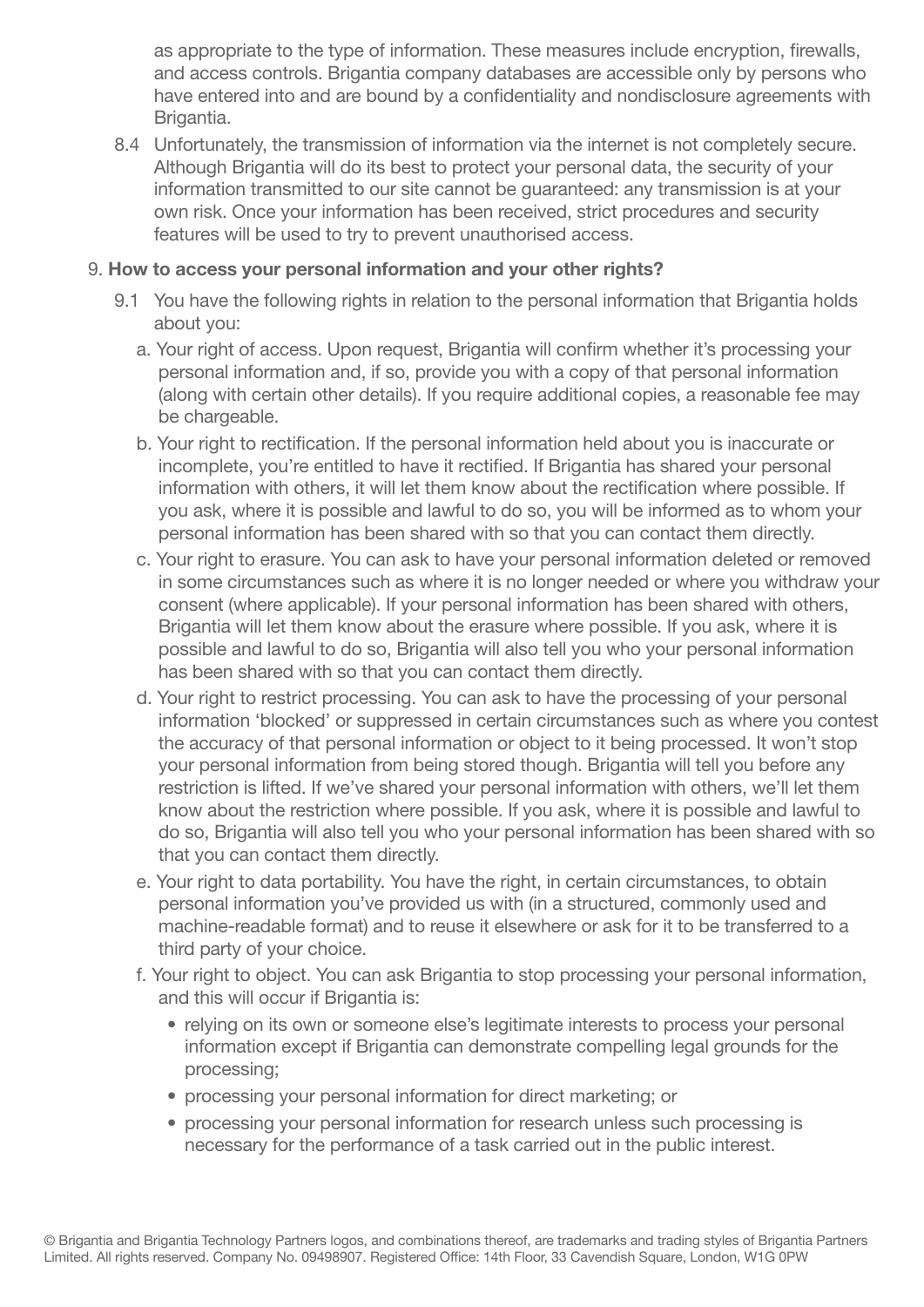as appropriate to the type of information. These measures include encryption, firewalls, and access controls. Brigantia company databases are accessible only by persons who have entered into and are bound by a confidentiality and nondisclosure agreements with Brigantia.

8.4 Unfortunately, the transmission of information via the internet is not completely secure. Although Brigantia will do its best to protect your personal data, the security of your information transmitted to our site cannot be guaranteed: any transmission is at your own risk. Once your information has been received, strict procedures and security features will be used to try to prevent unauthorised access.

9. **How to access your personal information and your other rights?**

9.1 You have the following rights in relation to the personal information that Brigantia holds about you:

a. Your right of access. Upon request, Brigantia will confirm whether it's processing your personal information and, if so, provide you with a copy of that personal information (along with certain other details). If you require additional copies, a reasonable fee may be chargeable.

b. Your right to rectification. If the personal information held about you is inaccurate or incomplete, you're entitled to have it rectified. If Brigantia has shared your personal information with others, it will let them know about the rectification where possible. If you ask, where it is possible and lawful to do so, you will be informed as to whom your personal information has been shared with so that you can contact them directly.

c. Your right to erasure. You can ask to have your personal information deleted or removed in some circumstances such as where it is no longer needed or where you withdraw your consent (where applicable). If your personal information has been shared with others, Brigantia will let them know about the erasure where possible. If you ask, where it is possible and lawful to do so, Brigantia will also tell you who your personal information has been shared with so that you can contact them directly.

d. Your right to restrict processing. You can ask to have the processing of your personal information 'blocked' or suppressed in certain circumstances such as where you contest the accuracy of that personal information or object to it being processed. It won't stop your personal information from being stored though. Brigantia will tell you before any restriction is lifted. If we've shared your personal information with others, we'll let them know about the restriction where possible. If you ask, where it is possible and lawful to do so, Brigantia will also tell you who your personal information has been shared with so that you can contact them directly.

e. Your right to data portability. You have the right, in certain circumstances, to obtain personal information you've provided us with (in a structured, commonly used and machine-readable format) and to reuse it elsewhere or ask for it to be transferred to a third party of your choice.

f. Your right to object. You can ask Brigantia to stop processing your personal information, and this will occur if Brigantia is:

- relying on its own or someone else's legitimate interests to process your personal information except if Brigantia can demonstrate compelling legal grounds for the processing;
- processing your personal information for direct marketing; or
- processing your personal information for research unless such processing is necessary for the performance of a task carried out in the public interest.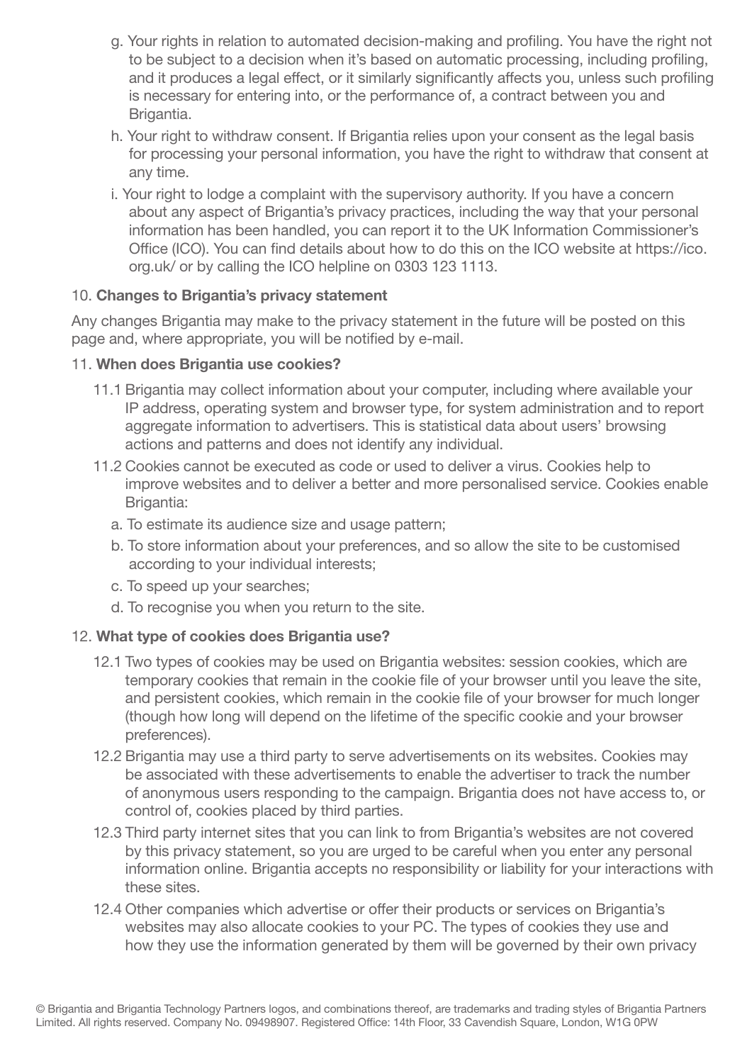g. Your rights in relation to automated decision-making and profiling. You have the right not to be subject to a decision when it's based on automatic processing, including profiling, and it produces a legal effect, or it similarly significantly affects you, unless such profiling is necessary for entering into, or the performance of, a contract between you and Brigantia.

h. Your right to withdraw consent. If Brigantia relies upon your consent as the legal basis for processing your personal information, you have the right to withdraw that consent at any time.

i. Your right to lodge a complaint with the supervisory authority. If you have a concern about any aspect of Brigantia's privacy practices, including the way that your personal information has been handled, you can report it to the UK Information Commissioner's Office (ICO). You can find details about how to do this on the ICO website at https://ico.org.uk/ or by calling the ICO helpline on 0303 123 1113.

10. **Changes to Brigantia's privacy statement**

Any changes Brigantia may make to the privacy statement in the future will be posted on this page and, where appropriate, you will be notified by e-mail.

11. **When does Brigantia use cookies?**

11.1 Brigantia may collect information about your computer, including where available your IP address, operating system and browser type, for system administration and to report aggregate information to advertisers. This is statistical data about users' browsing actions and patterns and does not identify any individual.

11.2 Cookies cannot be executed as code or used to deliver a virus. Cookies help to improve websites and to deliver a better and more personalised service. Cookies enable Brigantia:

a. To estimate its audience size and usage pattern;

b. To store information about your preferences, and so allow the site to be customised according to your individual interests;

c. To speed up your searches;

d. To recognise you when you return to the site.

12. **What type of cookies does Brigantia use?**

12.1 Two types of cookies may be used on Brigantia websites: session cookies, which are temporary cookies that remain in the cookie file of your browser until you leave the site, and persistent cookies, which remain in the cookie file of your browser for much longer (though how long will depend on the lifetime of the specific cookie and your browser preferences).

12.2 Brigantia may use a third party to serve advertisements on its websites. Cookies may be associated with these advertisements to enable the advertiser to track the number of anonymous users responding to the campaign. Brigantia does not have access to, or control of, cookies placed by third parties.

12.3 Third party internet sites that you can link to from Brigantia's websites are not covered by this privacy statement, so you are urged to be careful when you enter any personal information online. Brigantia accepts no responsibility or liability for your interactions with these sites.

12.4 Other companies which advertise or offer their products or services on Brigantia's websites may also allocate cookies to your PC. The types of cookies they use and how they use the information generated by them will be governed by their own privacy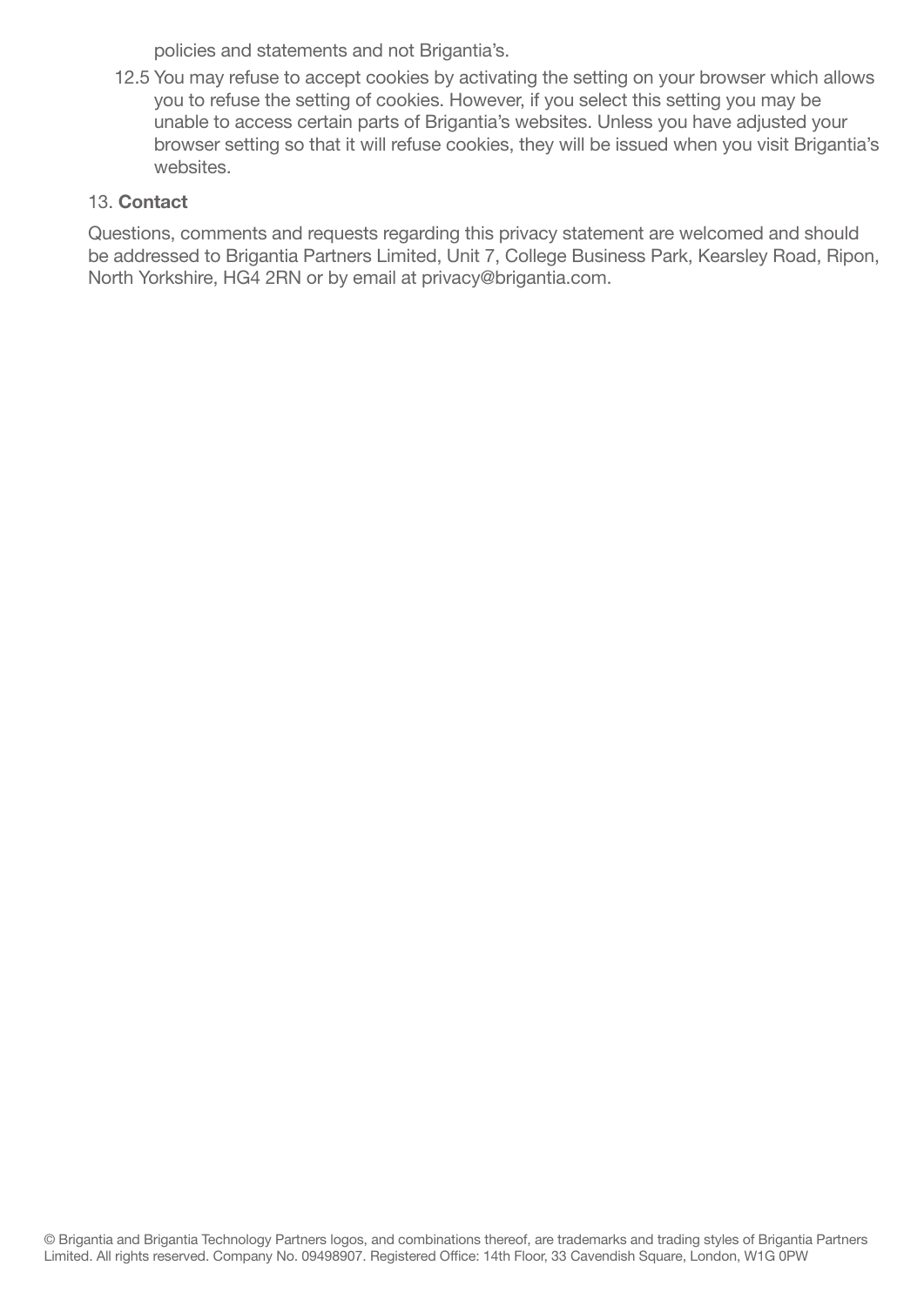policies and statements and not Brigantia's.

12.5 You may refuse to accept cookies by activating the setting on your browser which allows you to refuse the setting of cookies. However, if you select this setting you may be unable to access certain parts of Brigantia's websites. Unless you have adjusted your browser setting so that it will refuse cookies, they will be issued when you visit Brigantia's websites.

13. **Contact**

Questions, comments and requests regarding this privacy statement are welcomed and should be addressed to Brigantia Partners Limited, Unit 7, College Business Park, Kearsley Road, Ripon, North Yorkshire, HG4 2RN or by email at privacy@brigantia.com.

© Brigantia and Brigantia Technology Partners logos, and combinations thereof, are trademarks and trading styles of Brigantia Partners Limited. All rights reserved. Company No. 09498907. Registered Office: 14th Floor, 33 Cavendish Square, London, W1G 0PW